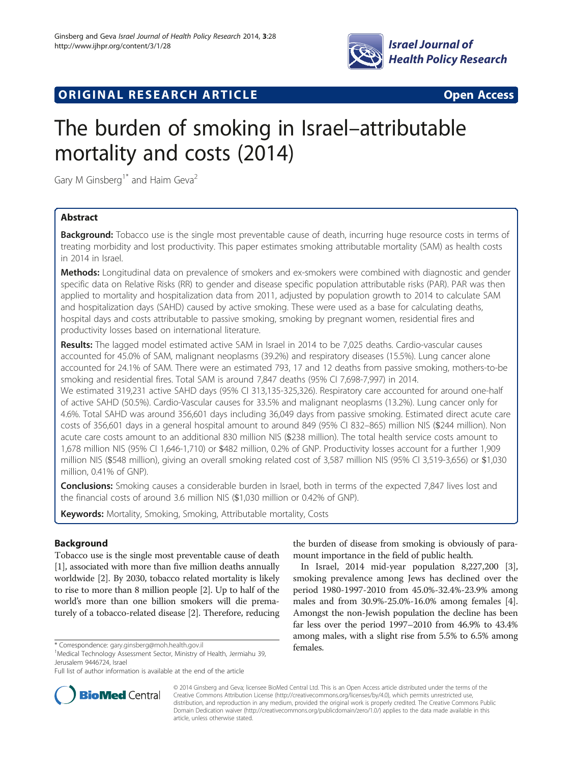ORIGINAL RESEARCH ARTICLE **Open Access**

# The burden of smoking in Israel–attributable mortality and costs (2014)

Gary M Ginsberg[1*] and Haim Geva[2]

## Abstract

**Background:** Tobacco use is the single most preventable cause of death, incurring huge resource costs in terms of treating morbidity and lost productivity. This paper estimates smoking attributable mortality (SAM) as health costs in 2014 in Israel.

**Methods:** Longitudinal data on prevalence of smokers and ex-smokers were combined with diagnostic and gender specific data on Relative Risks (RR) to gender and disease specific population attributable risks (PAR). PAR was then applied to mortality and hospitalization data from 2011, adjusted by population growth to 2014 to calculate SAM and hospitalization days (SAHD) caused by active smoking. These were used as a base for calculating deaths, hospital days and costs attributable to passive smoking, smoking by pregnant women, residential fires and productivity losses based on international literature.

**Results:** The lagged model estimated active SAM in Israel in 2014 to be 7,025 deaths. Cardio-vascular causes accounted for 45.0% of SAM, malignant neoplasms (39.2%) and respiratory diseases (15.5%). Lung cancer alone accounted for 24.1% of SAM. There were an estimated 793, 17 and 12 deaths from passive smoking, mothers-to-be smoking and residential fires. Total SAM is around 7,847 deaths (95% CI 7,698-7,997) in 2014.

We estimated 319,231 active SAHD days (95% CI 313,135-325,326). Respiratory care accounted for around one-half of active SAHD (50.5%). Cardio-Vascular causes for 33.5% and malignant neoplasms (13.2%). Lung cancer only for 4.6%. Total SAHD was around 356,601 days including 36,049 days from passive smoking. Estimated direct acute care costs of 356,601 days in a general hospital amount to around 849 (95% CI 832–865) million NIS ($244 million). Non acute care costs amount to an additional 830 million NIS ($238 million). The total health service costs amount to 1,678 million NIS (95% CI 1,646-1,710) or $482 million, 0.2% of GNP. Productivity losses account for a further 1,909 million NIS ($548 million), giving an overall smoking related cost of 3,587 million NIS (95% CI 3,519-3,656) or $1,030 million, 0.41% of GNP).

**Conclusions:** Smoking causes a considerable burden in Israel, both in terms of the expected 7,847 lives lost and the financial costs of around 3.6 million NIS ($1,030 million or 0.42% of GNP).

**Keywords:** Mortality, Smoking, Smoking, Attributable mortality, Costs

## Background

Tobacco use is the single most preventable cause of death [1], associated with more than five million deaths annually worldwide [2]. By 2030, tobacco related mortality is likely to rise to more than 8 million people [2]. Up to half of the world's more than one billion smokers will die prematurely of a tobacco-related disease [2]. Therefore, reducing the burden of disease from smoking is obviously of paramount importance in the field of public health.

In Israel, 2014 mid-year population 8,227,200 [3], smoking prevalence among Jews has declined over the period 1980-1997-2010 from 45.0%-32.4%-23.9% among males and from 30.9%-25.0%-16.0% among females [4]. Amongst the non-Jewish population the decline has been far less over the period 1997–2010 from 46.9% to 43.4% among males, with a slight rise from 5.5% to 6.5% among females.

* Correspondence: gary.ginsberg@moh.health.gov.il

[1]Medical Technology Assessment Sector, Ministry of Health, Jermiahu 39, Jerusalem 9446724, Israel

Full list of author information is available at the end of the article

© 2014 Ginsberg and Geva; licensee BioMed Central Ltd. This is an Open Access article distributed under the terms of the Creative Commons Attribution License (http://creativecommons.org/licenses/by/4.0), which permits unrestricted use, distribution, and reproduction in any medium, provided the original work is properly credited. The Creative Commons Public Domain Dedication waiver (http://creativecommons.org/publicdomain/zero/1.0/) applies to the data made available in this article, unless otherwise stated.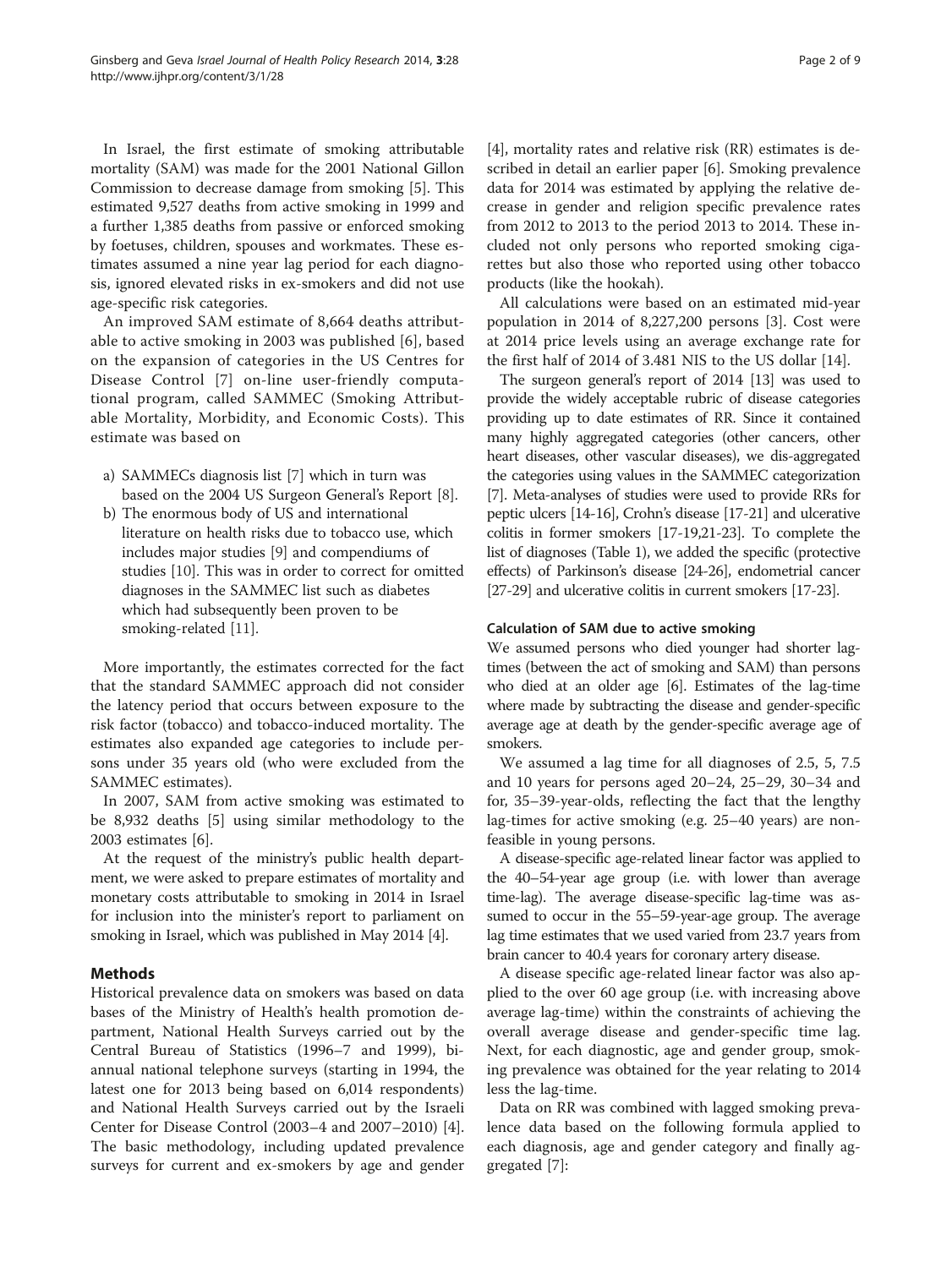In Israel, the first estimate of smoking attributable mortality (SAM) was made for the 2001 National Gillon Commission to decrease damage from smoking [5]. This estimated 9,527 deaths from active smoking in 1999 and a further 1,385 deaths from passive or enforced smoking by foetuses, children, spouses and workmates. These estimates assumed a nine year lag period for each diagnosis, ignored elevated risks in ex-smokers and did not use age-specific risk categories.

An improved SAM estimate of 8,664 deaths attributable to active smoking in 2003 was published [6], based on the expansion of categories in the US Centres for Disease Control [7] on-line user-friendly computational program, called SAMMEC (Smoking Attributable Mortality, Morbidity, and Economic Costs). This estimate was based on

a) SAMMECs diagnosis list [7] which in turn was based on the 2004 US Surgeon General's Report [8].
b) The enormous body of US and international literature on health risks due to tobacco use, which includes major studies [9] and compendiums of studies [10]. This was in order to correct for omitted diagnoses in the SAMMEC list such as diabetes which had subsequently been proven to be smoking-related [11].

More importantly, the estimates corrected for the fact that the standard SAMMEC approach did not consider the latency period that occurs between exposure to the risk factor (tobacco) and tobacco-induced mortality. The estimates also expanded age categories to include persons under 35 years old (who were excluded from the SAMMEC estimates).

In 2007, SAM from active smoking was estimated to be 8,932 deaths [5] using similar methodology to the 2003 estimates [6].

At the request of the ministry's public health department, we were asked to prepare estimates of mortality and monetary costs attributable to smoking in 2014 in Israel for inclusion into the minister's report to parliament on smoking in Israel, which was published in May 2014 [4].

## Methods

Historical prevalence data on smokers was based on data bases of the Ministry of Health's health promotion department, National Health Surveys carried out by the Central Bureau of Statistics (1996–7 and 1999), bi-annual national telephone surveys (starting in 1994, the latest one for 2013 being based on 6,014 respondents) and National Health Surveys carried out by the Israeli Center for Disease Control (2003–4 and 2007–2010) [4]. The basic methodology, including updated prevalence surveys for current and ex-smokers by age and gender [4], mortality rates and relative risk (RR) estimates is described in detail an earlier paper [6]. Smoking prevalence data for 2014 was estimated by applying the relative decrease in gender and religion specific prevalence rates from 2012 to 2013 to the period 2013 to 2014. These included not only persons who reported smoking cigarettes but also those who reported using other tobacco products (like the hookah).

All calculations were based on an estimated mid-year population in 2014 of 8,227,200 persons [3]. Cost were at 2014 price levels using an average exchange rate for the first half of 2014 of 3.481 NIS to the US dollar [14].

The surgeon general's report of 2014 [13] was used to provide the widely acceptable rubric of disease categories providing up to date estimates of RR. Since it contained many highly aggregated categories (other cancers, other heart diseases, other vascular diseases), we dis-aggregated the categories using values in the SAMMEC categorization [7]. Meta-analyses of studies were used to provide RRs for peptic ulcers [14-16], Crohn's disease [17-21] and ulcerative colitis in former smokers [17-19,21-23]. To complete the list of diagnoses (Table 1), we added the specific (protective effects) of Parkinson's disease [24-26], endometrial cancer [27-29] and ulcerative colitis in current smokers [17-23].

### Calculation of SAM due to active smoking

We assumed persons who died younger had shorter lag-times (between the act of smoking and SAM) than persons who died at an older age [6]. Estimates of the lag-time where made by subtracting the disease and gender-specific average age at death by the gender-specific average age of smokers.

We assumed a lag time for all diagnoses of 2.5, 5, 7.5 and 10 years for persons aged 20–24, 25–29, 30–34 and for, 35–39-year-olds, reflecting the fact that the lengthy lag-times for active smoking (e.g. 25–40 years) are non-feasible in young persons.

A disease-specific age-related linear factor was applied to the 40–54-year age group (i.e. with lower than average time-lag). The average disease-specific lag-time was assumed to occur in the 55–59-year-age group. The average lag time estimates that we used varied from 23.7 years from brain cancer to 40.4 years for coronary artery disease.

A disease specific age-related linear factor was also applied to the over 60 age group (i.e. with increasing above average lag-time) within the constraints of achieving the overall average disease and gender-specific time lag. Next, for each diagnostic, age and gender group, smoking prevalence was obtained for the year relating to 2014 less the lag-time.

Data on RR was combined with lagged smoking prevalence data based on the following formula applied to each diagnosis, age and gender category and finally aggregated [7]: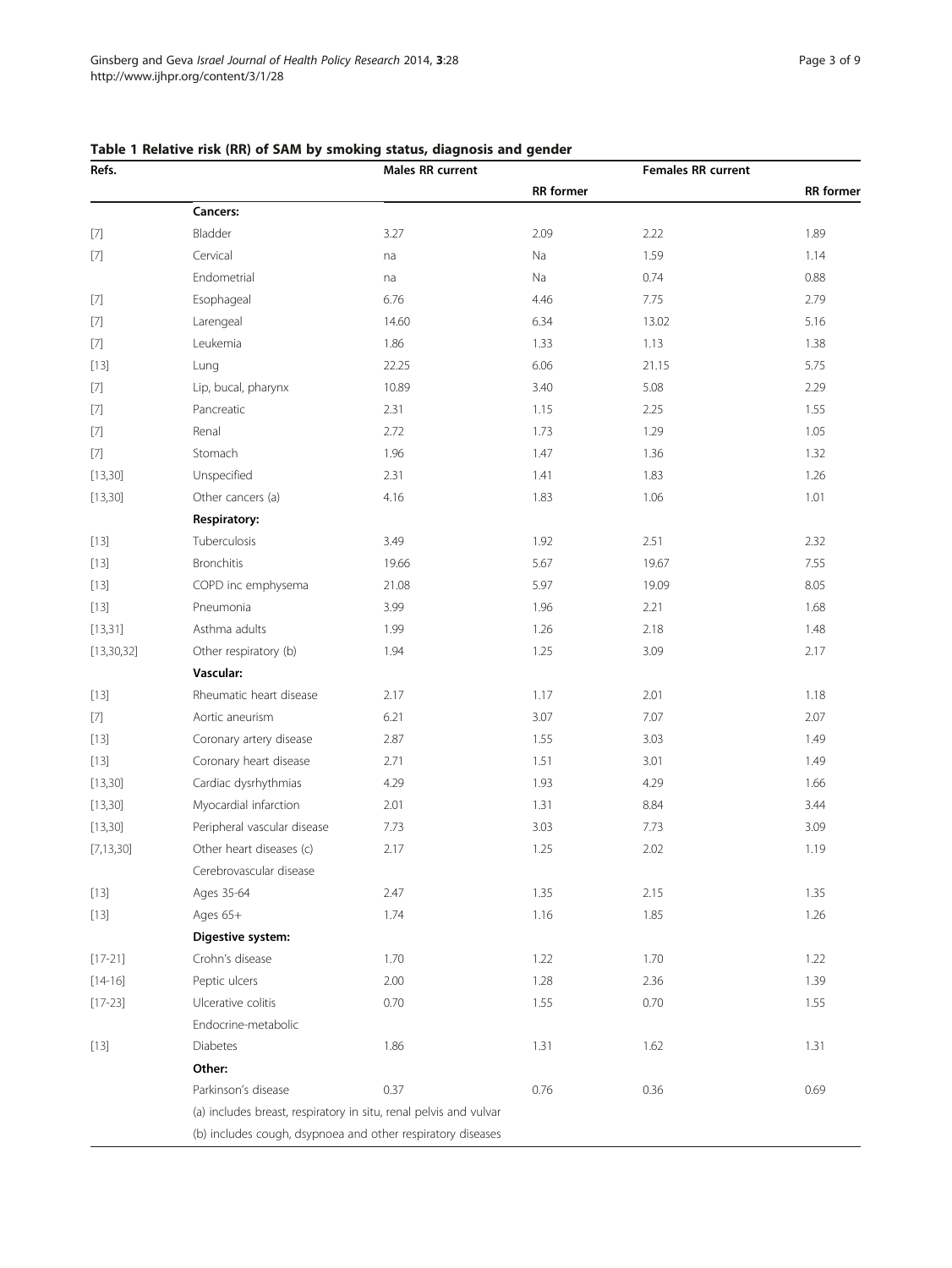**Table 1 Relative risk (RR) of SAM by smoking status, diagnosis and gender**

| Refs. | | Males RR current | | Females RR current | |
|---|---|---|---|---|---|
| | | | RR former | | RR former |
| | **Cancers:** | | | | |
| [7] | Bladder | 3.27 | 2.09 | 2.22 | 1.89 |
| [7] | Cervical | na | Na | 1.59 | 1.14 |
| | Endometrial | na | Na | 0.74 | 0.88 |
| [7] | Esophageal | 6.76 | 4.46 | 7.75 | 2.79 |
| [7] | Larengeal | 14.60 | 6.34 | 13.02 | 5.16 |
| [7] | Leukemia | 1.86 | 1.33 | 1.13 | 1.38 |
| [13] | Lung | 22.25 | 6.06 | 21.15 | 5.75 |
| [7] | Lip, bucal, pharynx | 10.89 | 3.40 | 5.08 | 2.29 |
| [7] | Pancreatic | 2.31 | 1.15 | 2.25 | 1.55 |
| [7] | Renal | 2.72 | 1.73 | 1.29 | 1.05 |
| [7] | Stomach | 1.96 | 1.47 | 1.36 | 1.32 |
| [13,30] | Unspecified | 2.31 | 1.41 | 1.83 | 1.26 |
| [13,30] | Other cancers (a) | 4.16 | 1.83 | 1.06 | 1.01 |
| | **Respiratory:** | | | | |
| [13] | Tuberculosis | 3.49 | 1.92 | 2.51 | 2.32 |
| [13] | Bronchitis | 19.66 | 5.67 | 19.67 | 7.55 |
| [13] | COPD inc emphysema | 21.08 | 5.97 | 19.09 | 8.05 |
| [13] | Pneumonia | 3.99 | 1.96 | 2.21 | 1.68 |
| [13,31] | Asthma adults | 1.99 | 1.26 | 2.18 | 1.48 |
| [13,30,32] | Other respiratory (b) | 1.94 | 1.25 | 3.09 | 2.17 |
| | **Vascular:** | | | | |
| [13] | Rheumatic heart disease | 2.17 | 1.17 | 2.01 | 1.18 |
| [7] | Aortic aneurism | 6.21 | 3.07 | 7.07 | 2.07 |
| [13] | Coronary artery disease | 2.87 | 1.55 | 3.03 | 1.49 |
| [13] | Coronary heart disease | 2.71 | 1.51 | 3.01 | 1.49 |
| [13,30] | Cardiac dysrhythmias | 4.29 | 1.93 | 4.29 | 1.66 |
| [13,30] | Myocardial infarction | 2.01 | 1.31 | 8.84 | 3.44 |
| [13,30] | Peripheral vascular disease | 7.73 | 3.03 | 7.73 | 3.09 |
| [7,13,30] | Other heart diseases (c) | 2.17 | 1.25 | 2.02 | 1.19 |
| | Cerebrovascular disease | | | | |
| [13] | Ages 35-64 | 2.47 | 1.35 | 2.15 | 1.35 |
| [13] | Ages 65+ | 1.74 | 1.16 | 1.85 | 1.26 |
| | **Digestive system:** | | | | |
| [17-21] | Crohn's disease | 1.70 | 1.22 | 1.70 | 1.22 |
| [14-16] | Peptic ulcers | 2.00 | 1.28 | 2.36 | 1.39 |
| [17-23] | Ulcerative colitis | 0.70 | 1.55 | 0.70 | 1.55 |
| | Endocrine-metabolic | | | | |
| [13] | Diabetes | 1.86 | 1.31 | 1.62 | 1.31 |
| | **Other:** | | | | |
| | Parkinson's disease | 0.37 | 0.76 | 0.36 | 0.69 |

(a) includes breast, respiratory in situ, renal pelvis and vulvar

(b) includes cough, dsypnoea and other respiratory diseases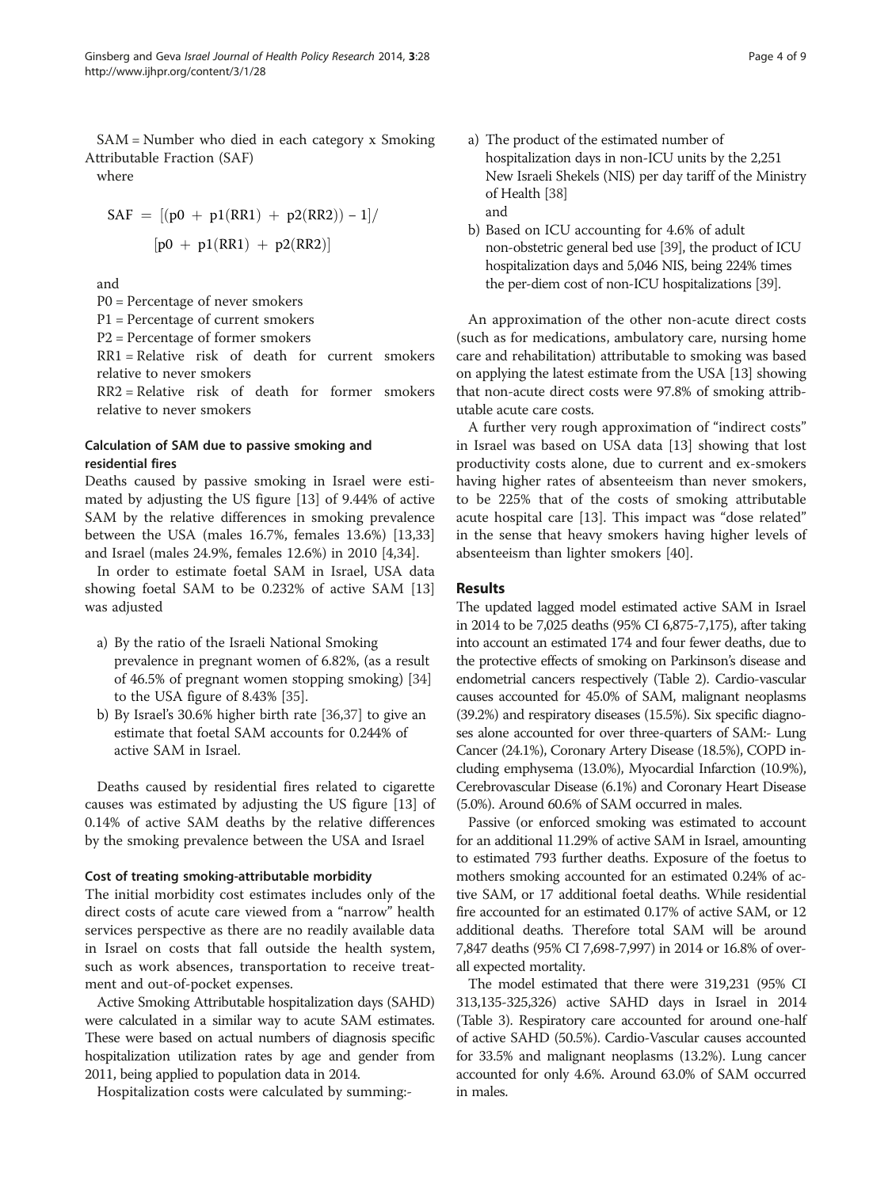SAM = Number who died in each category x Smoking Attributable Fraction (SAF)

where

$$\text{SAF} = [(\text{p0} + \text{p1}(\text{RR1}) + \text{p2}(\text{RR2})) - 1] / [\text{p0} + \text{p1}(\text{RR1}) + \text{p2}(\text{RR2})]$$

and

P0 = Percentage of never smokers
P1 = Percentage of current smokers
P2 = Percentage of former smokers
RR1 = Relative risk of death for current smokers relative to never smokers
RR2 = Relative risk of death for former smokers relative to never smokers

### Calculation of SAM due to passive smoking and residential fires

Deaths caused by passive smoking in Israel were estimated by adjusting the US figure [13] of 9.44% of active SAM by the relative differences in smoking prevalence between the USA (males 16.7%, females 13.6%) [13,33] and Israel (males 24.9%, females 12.6%) in 2010 [4,34].

In order to estimate foetal SAM in Israel, USA data showing foetal SAM to be 0.232% of active SAM [13] was adjusted

a) By the ratio of the Israeli National Smoking prevalence in pregnant women of 6.82%, (as a result of 46.5% of pregnant women stopping smoking) [34] to the USA figure of 8.43% [35].
b) By Israel's 30.6% higher birth rate [36,37] to give an estimate that foetal SAM accounts for 0.244% of active SAM in Israel.

Deaths caused by residential fires related to cigarette causes was estimated by adjusting the US figure [13] of 0.14% of active SAM deaths by the relative differences by the smoking prevalence between the USA and Israel

### Cost of treating smoking-attributable morbidity

The initial morbidity cost estimates includes only of the direct costs of acute care viewed from a "narrow" health services perspective as there are no readily available data in Israel on costs that fall outside the health system, such as work absences, transportation to receive treatment and out-of-pocket expenses.

Active Smoking Attributable hospitalization days (SAHD) were calculated in a similar way to acute SAM estimates. These were based on actual numbers of diagnosis specific hospitalization utilization rates by age and gender from 2011, being applied to population data in 2014.

Hospitalization costs were calculated by summing:-

a) The product of the estimated number of hospitalization days in non-ICU units by the 2,251 New Israeli Shekels (NIS) per day tariff of the Ministry of Health [38]
and
b) Based on ICU accounting for 4.6% of adult non-obstetric general bed use [39], the product of ICU hospitalization days and 5,046 NIS, being 224% times the per-diem cost of non-ICU hospitalizations [39].

An approximation of the other non-acute direct costs (such as for medications, ambulatory care, nursing home care and rehabilitation) attributable to smoking was based on applying the latest estimate from the USA [13] showing that non-acute direct costs were 97.8% of smoking attributable acute care costs.

A further very rough approximation of "indirect costs" in Israel was based on USA data [13] showing that lost productivity costs alone, due to current and ex-smokers having higher rates of absenteeism than never smokers, to be 225% that of the costs of smoking attributable acute hospital care [13]. This impact was "dose related" in the sense that heavy smokers having higher levels of absenteeism than lighter smokers [40].

## Results

The updated lagged model estimated active SAM in Israel in 2014 to be 7,025 deaths (95% CI 6,875-7,175), after taking into account an estimated 174 and four fewer deaths, due to the protective effects of smoking on Parkinson's disease and endometrial cancers respectively (Table 2). Cardio-vascular causes accounted for 45.0% of SAM, malignant neoplasms (39.2%) and respiratory diseases (15.5%). Six specific diagnoses alone accounted for over three-quarters of SAM:- Lung Cancer (24.1%), Coronary Artery Disease (18.5%), COPD including emphysema (13.0%), Myocardial Infarction (10.9%), Cerebrovascular Disease (6.1%) and Coronary Heart Disease (5.0%). Around 60.6% of SAM occurred in males.

Passive (or enforced smoking was estimated to account for an additional 11.29% of active SAM in Israel, amounting to estimated 793 further deaths. Exposure of the foetus to mothers smoking accounted for an estimated 0.24% of active SAM, or 17 additional foetal deaths. While residential fire accounted for an estimated 0.17% of active SAM, or 12 additional deaths. Therefore total SAM will be around 7,847 deaths (95% CI 7,698-7,997) in 2014 or 16.8% of overall expected mortality.

The model estimated that there were 319,231 (95% CI 313,135-325,326) active SAHD days in Israel in 2014 (Table 3). Respiratory care accounted for around one-half of active SAHD (50.5%). Cardio-Vascular causes accounted for 33.5% and malignant neoplasms (13.2%). Lung cancer accounted for only 4.6%. Around 63.0% of SAM occurred in males.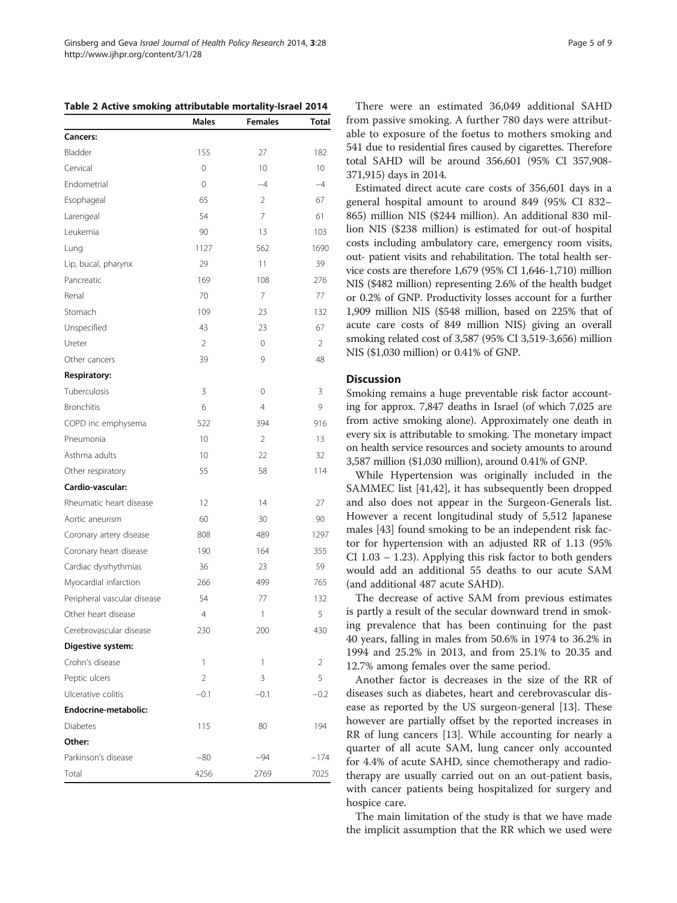**Table 2 Active smoking attributable mortality-Israel 2014**

| | Males | Females | Total |
|---|---|---|---|
| **Cancers:** | | | |
| Bladder | 155 | 27 | 182 |
| Cervical | 0 | 10 | 10 |
| Endometrial | 0 | −4 | −4 |
| Esophageal | 65 | 2 | 67 |
| Larengeal | 54 | 7 | 61 |
| Leukemia | 90 | 13 | 103 |
| Lung | 1127 | 562 | 1690 |
| Lip, bucal, pharynx | 29 | 11 | 39 |
| Pancreatic | 169 | 108 | 276 |
| Renal | 70 | 7 | 77 |
| Stomach | 109 | 23 | 132 |
| Unspecified | 43 | 23 | 67 |
| Ureter | 2 | 0 | 2 |
| Other cancers | 39 | 9 | 48 |
| **Respiratory:** | | | |
| Tuberculosis | 3 | 0 | 3 |
| Bronchitis | 6 | 4 | 9 |
| COPD inc emphysema | 522 | 394 | 916 |
| Pneumonia | 10 | 2 | 13 |
| Asthma adults | 10 | 22 | 32 |
| Other respiratory | 55 | 58 | 114 |
| **Cardio-vascular:** | | | |
| Rheumatic heart disease | 12 | 14 | 27 |
| Aortic aneurism | 60 | 30 | 90 |
| Coronary artery disease | 808 | 489 | 1297 |
| Coronary heart disease | 190 | 164 | 355 |
| Cardiac dysrhythmias | 36 | 23 | 59 |
| Myocardial infarction | 266 | 499 | 765 |
| Peripheral vascular disease | 54 | 77 | 132 |
| Other heart disease | 4 | 1 | 5 |
| Cerebrovascular disease | 230 | 200 | 430 |
| **Digestive system:** | | | |
| Crohn's disease | 1 | 1 | 2 |
| Peptic ulcers | 2 | 3 | 5 |
| Ulcerative colitis | −0.1 | −0.1 | −0.2 |
| **Endocrine-metabolic:** | | | |
| Diabetes | 115 | 80 | 194 |
| **Other:** | | | |
| Parkinson's disease | −80 | −94 | −174 |
| Total | 4256 | 2769 | 7025 |

There were an estimated 36,049 additional SAHD from passive smoking. A further 780 days were attributable to exposure of the foetus to mothers smoking and 541 due to residential fires caused by cigarettes. Therefore total SAHD will be around 356,601 (95% CI 357,908-371,915) days in 2014.

Estimated direct acute care costs of 356,601 days in a general hospital amount to around 849 (95% CI 832–865) million NIS ($244 million). An additional 830 million NIS ($238 million) is estimated for out-of hospital costs including ambulatory care, emergency room visits, out- patient visits and rehabilitation. The total health service costs are therefore 1,679 (95% CI 1,646-1,710) million NIS ($482 million) representing 2.6% of the health budget or 0.2% of GNP. Productivity losses account for a further 1,909 million NIS ($548 million, based on 225% that of acute care costs of 849 million NIS) giving an overall smoking related cost of 3,587 (95% CI 3,519-3,656) million NIS ($1,030 million) or 0.41% of GNP.

## Discussion

Smoking remains a huge preventable risk factor accounting for approx. 7,847 deaths in Israel (of which 7,025 are from active smoking alone). Approximately one death in every six is attributable to smoking. The monetary impact on health service resources and society amounts to around 3,587 million ($1,030 million), around 0.41% of GNP.

While Hypertension was originally included in the SAMMEC list [41,42], it has subsequently been dropped and also does not appear in the Surgeon-Generals list. However a recent longitudinal study of 5,512 Japanese males [43] found smoking to be an independent risk factor for hypertension with an adjusted RR of 1.13 (95% CI 1.03 – 1.23). Applying this risk factor to both genders would add an additional 55 deaths to our acute SAM (and additional 487 acute SAHD).

The decrease of active SAM from previous estimates is partly a result of the secular downward trend in smoking prevalence that has been continuing for the past 40 years, falling in males from 50.6% in 1974 to 36.2% in 1994 and 25.2% in 2013, and from 25.1% to 20.35 and 12.7% among females over the same period.

Another factor is decreases in the size of the RR of diseases such as diabetes, heart and cerebrovascular disease as reported by the US surgeon-general [13]. These however are partially offset by the reported increases in RR of lung cancers [13]. While accounting for nearly a quarter of all acute SAM, lung cancer only accounted for 4.4% of acute SAHD, since chemotherapy and radiotherapy are usually carried out on an out-patient basis, with cancer patients being hospitalized for surgery and hospice care.

The main limitation of the study is that we have made the implicit assumption that the RR which we used were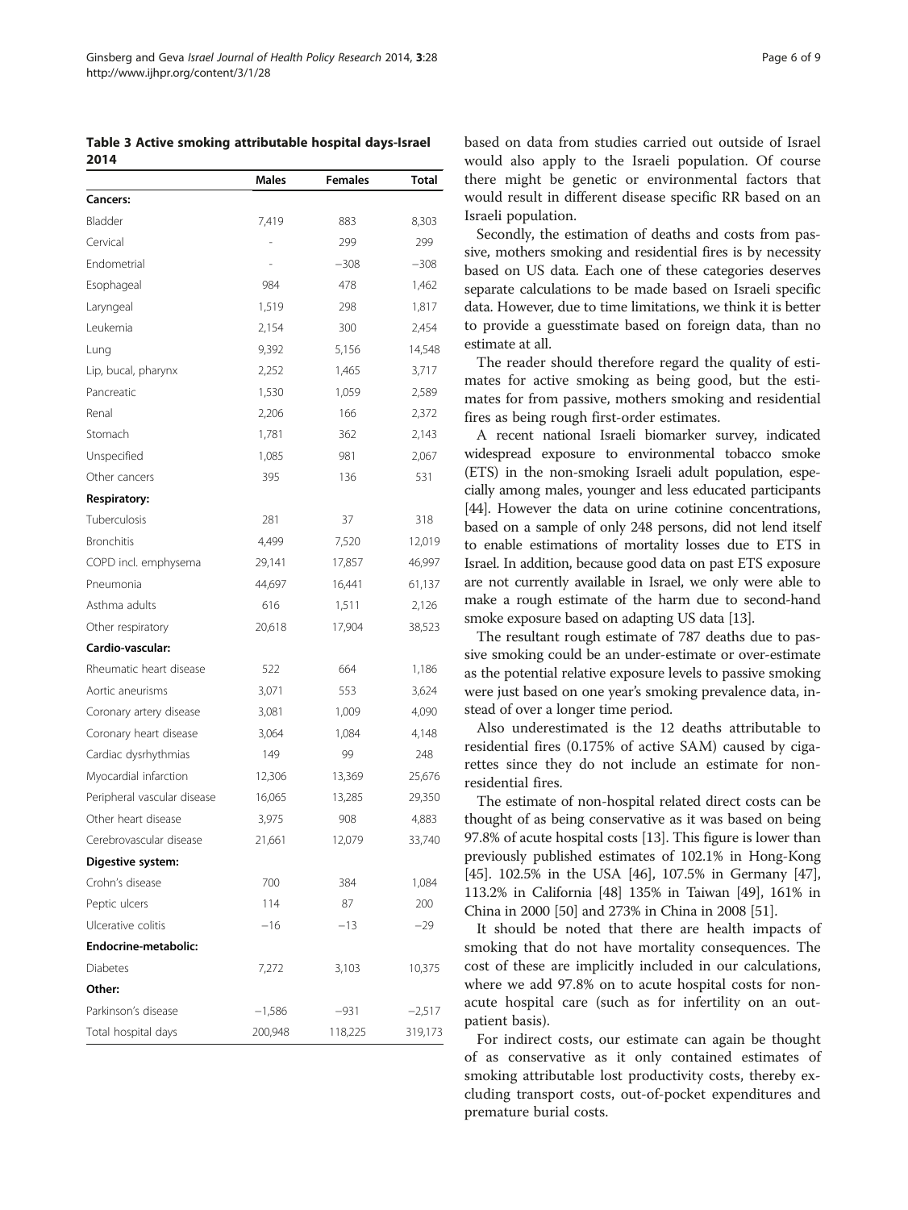**Table 3 Active smoking attributable hospital days-Israel 2014**

| | Males | Females | Total |
|---|---|---|---|
| **Cancers:** | | | |
| Bladder | 7,419 | 883 | 8,303 |
| Cervical | - | 299 | 299 |
| Endometrial | - | −308 | −308 |
| Esophageal | 984 | 478 | 1,462 |
| Laryngeal | 1,519 | 298 | 1,817 |
| Leukemia | 2,154 | 300 | 2,454 |
| Lung | 9,392 | 5,156 | 14,548 |
| Lip, bucal, pharynx | 2,252 | 1,465 | 3,717 |
| Pancreatic | 1,530 | 1,059 | 2,589 |
| Renal | 2,206 | 166 | 2,372 |
| Stomach | 1,781 | 362 | 2,143 |
| Unspecified | 1,085 | 981 | 2,067 |
| Other cancers | 395 | 136 | 531 |
| **Respiratory:** | | | |
| Tuberculosis | 281 | 37 | 318 |
| Bronchitis | 4,499 | 7,520 | 12,019 |
| COPD incl. emphysema | 29,141 | 17,857 | 46,997 |
| Pneumonia | 44,697 | 16,441 | 61,137 |
| Asthma adults | 616 | 1,511 | 2,126 |
| Other respiratory | 20,618 | 17,904 | 38,523 |
| **Cardio-vascular:** | | | |
| Rheumatic heart disease | 522 | 664 | 1,186 |
| Aortic aneurisms | 3,071 | 553 | 3,624 |
| Coronary artery disease | 3,081 | 1,009 | 4,090 |
| Coronary heart disease | 3,064 | 1,084 | 4,148 |
| Cardiac dysrhythmias | 149 | 99 | 248 |
| Myocardial infarction | 12,306 | 13,369 | 25,676 |
| Peripheral vascular disease | 16,065 | 13,285 | 29,350 |
| Other heart disease | 3,975 | 908 | 4,883 |
| Cerebrovascular disease | 21,661 | 12,079 | 33,740 |
| **Digestive system:** | | | |
| Crohn's disease | 700 | 384 | 1,084 |
| Peptic ulcers | 114 | 87 | 200 |
| Ulcerative colitis | −16 | −13 | −29 |
| **Endocrine-metabolic:** | | | |
| Diabetes | 7,272 | 3,103 | 10,375 |
| **Other:** | | | |
| Parkinson's disease | −1,586 | −931 | −2,517 |
| Total hospital days | 200,948 | 118,225 | 319,173 |

based on data from studies carried out outside of Israel would also apply to the Israeli population. Of course there might be genetic or environmental factors that would result in different disease specific RR based on an Israeli population.

Secondly, the estimation of deaths and costs from passive, mothers smoking and residential fires is by necessity based on US data. Each one of these categories deserves separate calculations to be made based on Israeli specific data. However, due to time limitations, we think it is better to provide a guesstimate based on foreign data, than no estimate at all.

The reader should therefore regard the quality of estimates for active smoking as being good, but the estimates for from passive, mothers smoking and residential fires as being rough first-order estimates.

A recent national Israeli biomarker survey, indicated widespread exposure to environmental tobacco smoke (ETS) in the non-smoking Israeli adult population, especially among males, younger and less educated participants [44]. However the data on urine cotinine concentrations, based on a sample of only 248 persons, did not lend itself to enable estimations of mortality losses due to ETS in Israel. In addition, because good data on past ETS exposure are not currently available in Israel, we only were able to make a rough estimate of the harm due to second-hand smoke exposure based on adapting US data [13].

The resultant rough estimate of 787 deaths due to passive smoking could be an under-estimate or over-estimate as the potential relative exposure levels to passive smoking were just based on one year's smoking prevalence data, instead of over a longer time period.

Also underestimated is the 12 deaths attributable to residential fires (0.175% of active SAM) caused by cigarettes since they do not include an estimate for non-residential fires.

The estimate of non-hospital related direct costs can be thought of as being conservative as it was based on being 97.8% of acute hospital costs [13]. This figure is lower than previously published estimates of 102.1% in Hong-Kong [45]. 102.5% in the USA [46], 107.5% in Germany [47], 113.2% in California [48] 135% in Taiwan [49], 161% in China in 2000 [50] and 273% in China in 2008 [51].

It should be noted that there are health impacts of smoking that do not have mortality consequences. The cost of these are implicitly included in our calculations, where we add 97.8% on to acute hospital costs for non-acute hospital care (such as for infertility on an out-patient basis).

For indirect costs, our estimate can again be thought of as conservative as it only contained estimates of smoking attributable lost productivity costs, thereby excluding transport costs, out-of-pocket expenditures and premature burial costs.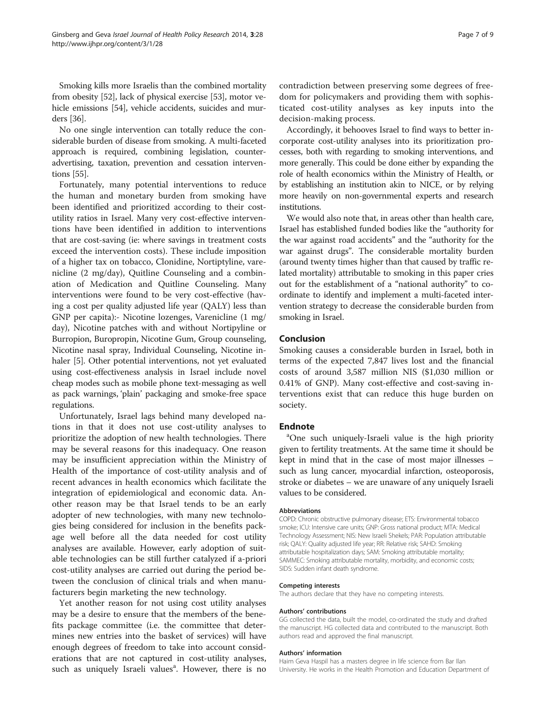Smoking kills more Israelis than the combined mortality from obesity [52], lack of physical exercise [53], motor vehicle emissions [54], vehicle accidents, suicides and murders [36].

No one single intervention can totally reduce the considerable burden of disease from smoking. A multi-faceted approach is required, combining legislation, counter-advertising, taxation, prevention and cessation interventions [55].

Fortunately, many potential interventions to reduce the human and monetary burden from smoking have been identified and prioritized according to their cost-utility ratios in Israel. Many very cost-effective interventions have been identified in addition to interventions that are cost-saving (ie: where savings in treatment costs exceed the intervention costs). These include imposition of a higher tax on tobacco, Clonidine, Nortiptyline, varenicline (2 mg/day), Quitline Counseling and a combination of Medication and Quitline Counseling. Many interventions were found to be very cost-effective (having a cost per quality adjusted life year (QALY) less than GNP per capita):- Nicotine lozenges, Varenicline (1 mg/day), Nicotine patches with and without Nortipyline or Burropion, Buropropin, Nicotine Gum, Group counseling, Nicotine nasal spray, Individual Counseling, Nicotine inhaler [5]. Other potential interventions, not yet evaluated using cost-effectiveness analysis in Israel include novel cheap modes such as mobile phone text-messaging as well as pack warnings, 'plain' packaging and smoke-free space regulations.

Unfortunately, Israel lags behind many developed nations in that it does not use cost-utility analyses to prioritize the adoption of new health technologies. There may be several reasons for this inadequacy. One reason may be insufficient appreciation within the Ministry of Health of the importance of cost-utility analysis and of recent advances in health economics which facilitate the integration of epidemiological and economic data. Another reason may be that Israel tends to be an early adopter of new technologies, with many new technologies being considered for inclusion in the benefits package well before all the data needed for cost utility analyses are available. However, early adoption of suitable technologies can be still further catalyzed if a-priori cost-utility analyses are carried out during the period between the conclusion of clinical trials and when manufacturers begin marketing the new technology.

Yet another reason for not using cost utility analyses may be a desire to ensure that the members of the benefits package committee (i.e. the committee that determines new entries into the basket of services) will have enough degrees of freedom to take into account considerations that are not captured in cost-utility analyses, such as uniquely Israeli values[a]. However, there is no contradiction between preserving some degrees of freedom for policymakers and providing them with sophisticated cost-utility analyses as key inputs into the decision-making process.

Accordingly, it behooves Israel to find ways to better incorporate cost-utility analyses into its prioritization processes, both with regarding to smoking interventions, and more generally. This could be done either by expanding the role of health economics within the Ministry of Health, or by establishing an institution akin to NICE, or by relying more heavily on non-governmental experts and research institutions.

We would also note that, in areas other than health care, Israel has established funded bodies like the "authority for the war against road accidents" and the "authority for the war against drugs". The considerable mortality burden (around twenty times higher than that caused by traffic related mortality) attributable to smoking in this paper cries out for the establishment of a "national authority" to coordinate to identify and implement a multi-faceted intervention strategy to decrease the considerable burden from smoking in Israel.

## Conclusion

Smoking causes a considerable burden in Israel, both in terms of the expected 7,847 lives lost and the financial costs of around 3,587 million NIS ($1,030 million or 0.41% of GNP). Many cost-effective and cost-saving interventions exist that can reduce this huge burden on society.

## Endnote

[a]One such uniquely-Israeli value is the high priority given to fertility treatments. At the same time it should be kept in mind that in the case of most major illnesses – such as lung cancer, myocardial infarction, osteoporosis, stroke or diabetes – we are unaware of any uniquely Israeli values to be considered.

#### Abbreviations

COPD: Chronic obstructive pulmonary disease; ETS: Environmental tobacco smoke; ICU: Intensive care units; GNP: Gross national product; MTA: Medical Technology Assessment; NIS: New Israeli Shekels; PAR: Population attributable risk; QALY: Quality adjusted life year; RR: Relative risk; SAHD: Smoking attributable hospitalization days; SAM: Smoking attributable mortality; SAMMEC: Smoking attributable mortality, morbidity, and economic costs; SIDS: Sudden infant death syndrome.

#### Competing interests

The authors declare that they have no competing interests.

#### Authors' contributions

GG collected the data, built the model, co-ordinated the study and drafted the manuscript. HG collected data and contributed to the manuscript. Both authors read and approved the final manuscript.

#### Authors' information

Haim Geva Haspil has a masters degree in life science from Bar Ilan University. He works in the Health Promotion and Education Department of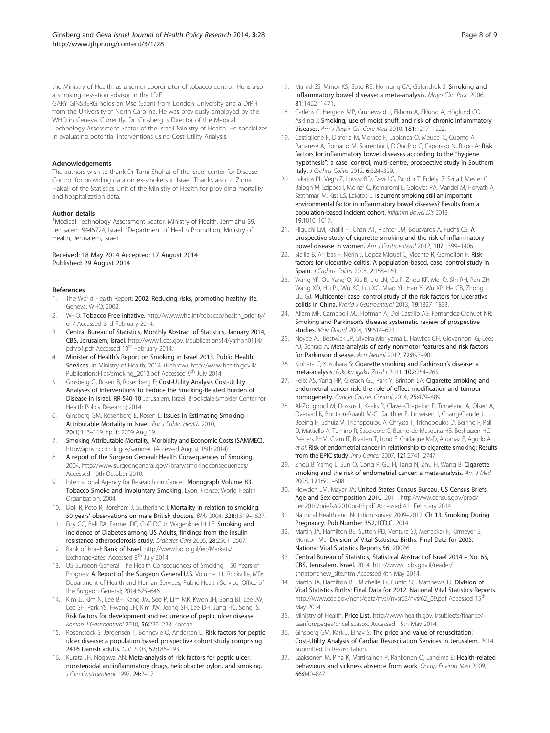the Ministry of Health, as a senior coordinator of tobacco control. He is also a smoking cessation advisor in the I.D.F.

GARY GINSBERG holds an Msc (Econ) from London University and a DrPH from the University of North Carolina. He was previously employed by the WHO in Geneva. Currently, Dr. Ginsberg is Director of the Medical Technology Assessment Sector of the Israeli Ministry of Health. He specializes in evaluating potential interventions using Cost-Utility Analysis.

#### Acknowledgements

The authors wish to thank Dr Tami Shohat of the Israel center for Disease Control for providing data on ex-smokers in Israel. Thanks also to Ziona Haklaii of the Statistics Unit of the Ministry of Health for providing mortality and hospitalization data.

#### Author details

[1]Medical Technology Assessment Sector, Ministry of Health, Jermiahu 39, Jerusalem 9446724, Israel. [2]Department of Health Promotion, Ministry of Health, Jerusalem, Israel.

Received: 18 May 2014 Accepted: 17 August 2014
Published: 29 August 2014

#### References

1. The World Health Report: **2002: Reducing risks, promoting healthy life.** Geneva: WHO; 2002.
2. WHO: **Tobacco Free Initative.** http://www.who.int/tobacco/health_priority/en/ Accessed 2nd February 2014.
3. **Central Bureau of Statistics, Monthly Abstract of Statistics, January 2014, CBS, Jerusalem, Israel.** http://www1.cbs.gov.il/publications14/yarhon0114/pdf/b1.pdf Accessed 10th February 2014.
4. **Minister of Health's Report on Smoking in Israel 2013. Public Health Services.** In Ministry of Health; 2014. (Hebrew). http://www.health.gov.il/PublicationsFiles/smoking_2013.pdf Accessed 9th July 2014.
5. Ginsberg G, Rosen B, Rosenberg E: **Cost-Utility Analysis Cost-Utility Analyses of Interventions to Reduce the Smoking-Related Burden of Disease in Israel. RR-540-10** Jerusalem, Israel: Brookdale-Smokler Center for Health Policy Research; 2014.
6. Ginsberg GM, Rosenberg E, Rosen L: **Issues in Estimating Smoking Attributable Mortality in Israel.** *Eur J Public Health* 2010, **20**(1):113–119. Epub 2009 Aug 19.
7. **Smoking Attributable Mortality, Morbidity and Economic Costs (SAMMEC).** http://apps.nccd.cdc.gov/sammec (Accessed August 15th 2014).
8. **A report of the Surgeon General: Health Consequences of Smoking.** 2004. http://www.surgeongeneral.gov/library/smokingconsequences/ Accessed 10th October 2010.
9. International Agency for Research on Cancer: **Monograph Volume 83. Tobacco Smoke and Involuntary Smoking.** Lyon, France: World Health Organization; 2004.
10. Doll R, Peto R, Boreham J, Sutherland I: **Mortality in relation to smoking: 50 years' observations on male British doctors.** *BMJ* 2004, **328:**1519–1527.
11. Foy CG, Bell RA, Farmer DF, Goff DC Jr, Wagenknecht LE: **Smoking and Incidence of Diabetes among US Adults, findings from the insulin resistance atherosclerosis study.** *Diabetes Care* 2005, **28:**2501–2507.
12. Bank of Israel: **Bank of Israel.** http://www.boi.org.il/en/Markets/ExchangeRates. Accessed 8th July 2014.
13. US Surgeon General: The Health Consequences of Smoking—50 Years of Progress: **A Report of the Surgeon General.U.S.** Volume 11. Rockville, MD: Department of Health and Human Services, Public Health Service, Office of the Surgeon General; 2014:625–646.
14. Kim JJ, Kim N, Lee BH, Kang JM, Seo P, Lim MK, Kwon JH, Song BJ, Lee JW, Lee SH, Park YS, Hwang JH, Kim JW, Jeong SH, Lee DH, Jung HC, Song IS: **Risk factors for development and recurrence of peptic ulcer disease.** *Korean J Gastroenterol* 2010, **56:**220–228. Korean.
15. Rosenstock S, Jørgensen T, Bonnevie O, Andersen L: **Risk factors for peptic ulcer disease: a population based prospective cohort study comprising 2416 Danish adults.** *Gut* 2003, **52:**186–193.
16. Kurata JH, Nogawa AN: **Meta-analysis of risk factors for peptic ulcer: nonsteroidal antiinflammatory drugs, helicobacter pylori, and smoking.** *J Clin Gastroenterol* 1997, **24:**2–17.
17. Mahid SS, Minor KS, Soto RE, Hornung CA, Galandiuk S: **Smoking and inflammatory bowel disease: a meta-analysis.** *Mayo Clin Proc* 2006, **81:**1462–1471.
18. Carlens C, Hergens MP, Grunewald J, Ekbom A, Eklund A, Höglund CO, Askling J: **Smoking, use of moist snuff, and risk of chronic inflammatory diseases.** *Am J Respir Crit Care Med* 2010, **181:**1217–1222.
19. Castiglione F, Diaferia M, Morace F, Labianca O, Meucci C, Cuomo A, Panarese A, Romano M, Sorrentini I, D'Onofrio C, Caporaso N, Rispo A: **Risk factors for inflammatory bowel diseases according to the "hygiene hypothesis": a case–control, multi-centre, prospective study in Southern Italy.** *J Crohns Colitis* 2012, **6:**324–329.
20. Lakatos PL, Vegh Z, Lovasz BD, David G, Pandur T, Erdelyi Z, Szita I, Mester G, Balogh M, Szipocs I, Molnar C, Komaromi E, Golovics PA, Mandel M, Horvath A, Szathmari M, Kiss LS, Lakatos L: **Is current smoking still an important environmental factor in inflammatory bowel diseases? Results from a population-based incident cohort.** *Inflamm Bowel Dis* 2013, **19:**1010–1017.
21. Higuchi LM, Khalili H, Chan AT, Richter JM, Bousvaros A, Fuchs CS: **A prospective study of cigarette smoking and the risk of inflammatory bowel disease in women.** *Am J Gastroenterol* 2012, **107:**1399–1406.
22. Sicilia B, Arribas F, Nerín J, López Miguel C, Vicente R, Gomollón F: **Risk factors for ulcerative colitis: A population-based, case–control study in Spain.** *J Crohns Colitis* 2008, **2:**158–161.
23. Wang YF, Ou-Yang Q, Xia B, Liu LN, Gu F, Zhou KF, Mei Q, Shi RH, Ran ZH, Wang XD, Hu PJ, Wu KC, Liu XG, Miao YL, Han Y, Wu XP, He GB, Zhong J, Liu GJ: **Multicenter case–control study of the risk factors for ulcerative colitis in China.** *World J Gastroenterol* 2013, **19:**1827–1833.
24. Allam MF, Campbell MJ, Hofman A, Del Castillo AS, Fernandez-Crehuet NR: **Smoking and Parkinson's disease: systematic review of prospective studies.** *Mov Disord* 2004, **19:**614–621.
25. Noyce AJ, Bestwick JP, Silveira-Moriyama L, Hawkes CH, Giovannoni G, Lees AJ, Schrag A: **Meta-analysis of early nonmotor features and risk factors for Parkinson disease.** *Ann Neurol* 2012, **72:**893–901.
26. Kiohara C, Kusuhara S: **Cigarette smoking and Parkinson's disease: a meta-analysis.** *Fukuoka Igaku Zasshi* 2011, **102:**254–265.
27. Felix AS, Yang HP, Gierach GL, Park Y, Brinton LA: **Cigarette smoking and endometrial cancer risk: the role of effect modification and tumour homogeneity.** *Cancer Causes Control* 2014, **25:**479–489.
28. Al-Zoughool M, Dossus L, Kaaks R, Clavel-Chapelon F, Tinneland A, Olsen A, Overvad K, Boutron-Ruault M-C, Gauthier E, Linseisen J, Chang-Claude J, Boeing H, Schulz M, Trichopoulou A, Chryssa T, Trichopoulos D, Berrino F, Palli D, Mattiello A, Tumino R, Sacerdote C, Bueno-de-Mesquita HB, Boshuizen HC, Peeters PHM, Gram IT, Braaten T, Lund E, Chirlaque M-D, Ardanaz E, Agudo A, *et al*: **Risk of endometrial cancer in relationship to cigarette smoking: Results from the EPIC study.** *Int J Cancer* 2007, **121:**2741–2747.
29. Zhou B, Yamg L, Sun Q, Cong R, Gu H, Tang N, Zhu H, Wang B: **Cigarette smoking and the risk of endometrial cancer: a meta-analysis.** *Am J Med* 2008, **121:**501–508.
30. Howden LM, Mayer JA: **United States Census Bureau. US Census Briefs. Age and Sex composition 2010.** 2011. http://www.census.gov/prod/cen2010/briefs/c2010br-03.pdf Accessed 4th February 2014.
31. National Health and Nutrition survey 2009–2012: **Ch 13. Smoking During Pregnancy. Pub Number 352, ICD,C.** 2014.
32. Martin JA, Hamilton BE, Sutton PD, Ventura SJ, Menacker F, Kirmeyer S, Munson ML: **Division of Vital Statistics Births: Final Data for 2005. National Vital Statistics Reports 56.** 2007:6.
33. **Central Bureau of Statistics, Statistical Abstract of Israel 2014 – No. 65, CBS, Jerusalem, Israel.** 2014. http://www1.cbs.gov.il/reader/shnatonenew_site.htm Accessed 4th May 2014.
34. Martin JA, Hamilton BE, Michelle JK, Curtin SC, Matthews TJ: **Division of Vital Statistics Births: Final Data for 2012. National Vital Statistics Reports.** http://www.cdc.gov/nchs/data/nvsr/nvsr62/nvsr62_09.pdf Accessed 15th May 2014.
35. Ministry of Health: **Price List.** http://www.health.gov.il/subjects/finance/taarifon/pages/pricelist.aspx. Accessed 15th May 2014.
36. Ginsberg GM, Kark J, Einav S: **The price and value of resuscitation: Cost-Utility Analysis of Cardiac Resuscitation Services in Jerusalem.** 2014. Submitted to Resuscitation.
37. Laaksonen M, Piha K, Martikainen P, Rahkonen O, Lahelma E: **Health-related behaviours and sickness absence from work.** *Occup Environ Med* 2009, **66:**840–847.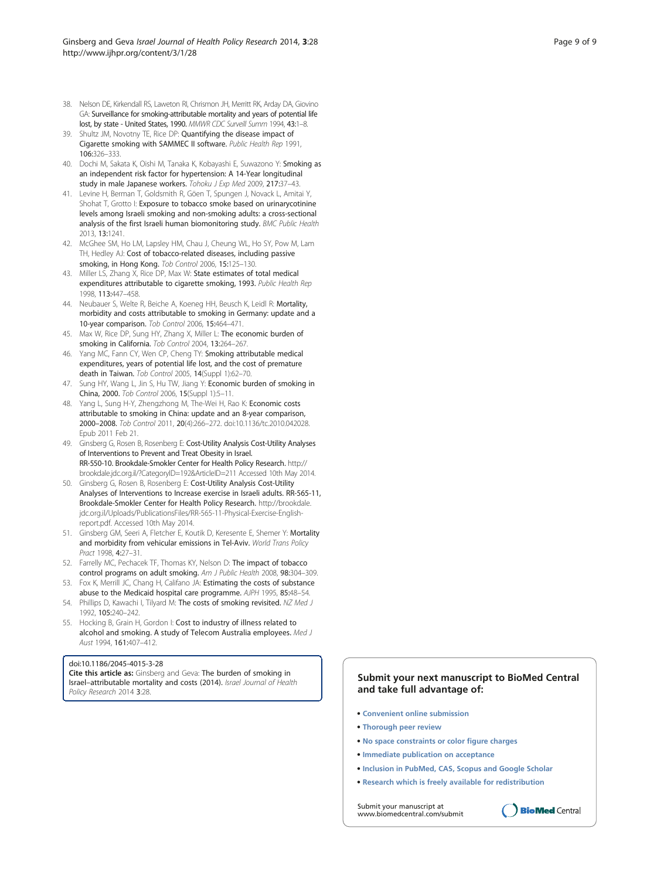38. Nelson DE, Kirkendall RS, Laweton RI, Chrismon JH, Merritt RK, Arday DA, Giovino GA: **Surveillance for smoking-attributable mortality and years of potential life lost, by state - United States, 1990.** *MMWR CDC Surveill Summ* 1994, **43:**1–8.
39. Shultz JM, Novotny TE, Rice DP: **Quantifying the disease impact of Cigarette smoking with SAMMEC II software.** *Public Health Rep* 1991, **106:**326–333.
40. Dochi M, Sakata K, Oishi M, Tanaka K, Kobayashi E, Suwazono Y: **Smoking as an independent risk factor for hypertension: A 14-Year longitudinal study in male Japanese workers.** *Tohoku J Exp Med* 2009, **217:**37–43.
41. Levine H, Berman T, Goldsmith R, Göen T, Spungen J, Novack L, Amitai Y, Shohat T, Grotto I: **Exposure to tobacco smoke based on urinarycotinine levels among Israeli smoking and non-smoking adults: a cross-sectional analysis of the first Israeli human biomonitoring study.** *BMC Public Health* 2013, **13:**1241.
42. McGhee SM, Ho LM, Lapsley HM, Chau J, Cheung WL, Ho SY, Pow M, Lam TH, Hedley AJ: **Cost of tobacco-related diseases, including passive smoking, in Hong Kong.** *Tob Control* 2006, **15:**125–130.
43. Miller LS, Zhang X, Rice DP, Max W: **State estimates of total medical expenditures attributable to cigarette smoking, 1993.** *Public Health Rep* 1998, **113:**447–458.
44. Neubauer S, Welte R, Beiche A, Koeneg HH, Beusch K, Leidl R: **Mortality, morbidity and costs attributable to smoking in Germany: update and a 10-year comparison.** *Tob Control* 2006, **15:**464–471.
45. Max W, Rice DP, Sung HY, Zhang X, Miller L: **The economic burden of smoking in California.** *Tob Control* 2004, **13:**264–267.
46. Yang MC, Fann CY, Wen CP, Cheng TY: **Smoking attributable medical expenditures, years of potential life lost, and the cost of premature death in Taiwan.** *Tob Control* 2005, **14**(Suppl 1):62–70.
47. Sung HY, Wang L, Jin S, Hu TW, Jiang Y: **Economic burden of smoking in China, 2000.** *Tob Control* 2006, **15**(Suppl 1):5–11.
48. Yang L, Sung H-Y, Zhengzhong M, The-Wei H, Rao K: **Economic costs attributable to smoking in China: update and an 8-year comparison, 2000–2008.** *Tob Control* 2011, **20**(4):266–272. doi:10.1136/tc.2010.042028. Epub 2011 Feb 21.
49. Ginsberg G, Rosen B, Rosenberg E: **Cost-Utility Analysis Cost-Utility Analyses of Interventions to Prevent and Treat Obesity in Israel. RR-550-10. Brookdale-Smokler Center for Health Policy Research.** http://brookdale.jdc.org.il/?CategoryID=192&ArticleID=211 Accessed 10th May 2014.
50. Ginsberg G, Rosen B, Rosenberg E: **Cost-Utility Analysis Cost-Utility Analyses of Interventions to Increase exercise in Israeli adults. RR-565-11, Brookdale-Smokler Center for Health Policy Research.** http://brookdale.jdc.org.il/Uploads/PublicationsFiles/RR-565-11-Physical-Exercise-English-report.pdf. Accessed 10th May 2014.
51. Ginsberg GM, Seeri A, Fletcher E, Koutik D, Keresente E, Shemer Y: **Mortality and morbidity from vehicular emissions in Tel-Aviv.** *World Trans Policy Pract* 1998, **4:**27–31.
52. Farrelly MC, Pechacek TF, Thomas KY, Nelson D: **The impact of tobacco control programs on adult smoking.** *Am J Public Health* 2008, **98:**304–309.
53. Fox K, Merrill JC, Chang H, Califano JA: **Estimating the costs of substance abuse to the Medicaid hospital care programme.** *AJPH* 1995, **85:**48–54.
54. Phillips D, Kawachi I, Tilyard M: **The costs of smoking revisited.** *NZ Med J* 1992, **105:**240–242.
55. Hocking B, Grain H, Gordon I: **Cost to industry of illness related to alcohol and smoking. A study of Telecom Australia employees.** *Med J Aust* 1994, **161:**407–412.

doi:10.1186/2045-4015-3-28
**Cite this article as:** Ginsberg and Geva: The burden of smoking in Israel–attributable mortality and costs (2014). *Israel Journal of Health Policy Research* 2014 **3**:28.

**Submit your next manuscript to BioMed Central and take full advantage of:**

- **Convenient online submission**
- **Thorough peer review**
- **No space constraints or color figure charges**
- **Immediate publication on acceptance**
- **Inclusion in PubMed, CAS, Scopus and Google Scholar**
- **Research which is freely available for redistribution**

Submit your manuscript at
www.biomedcentral.com/submit

BioMed Central